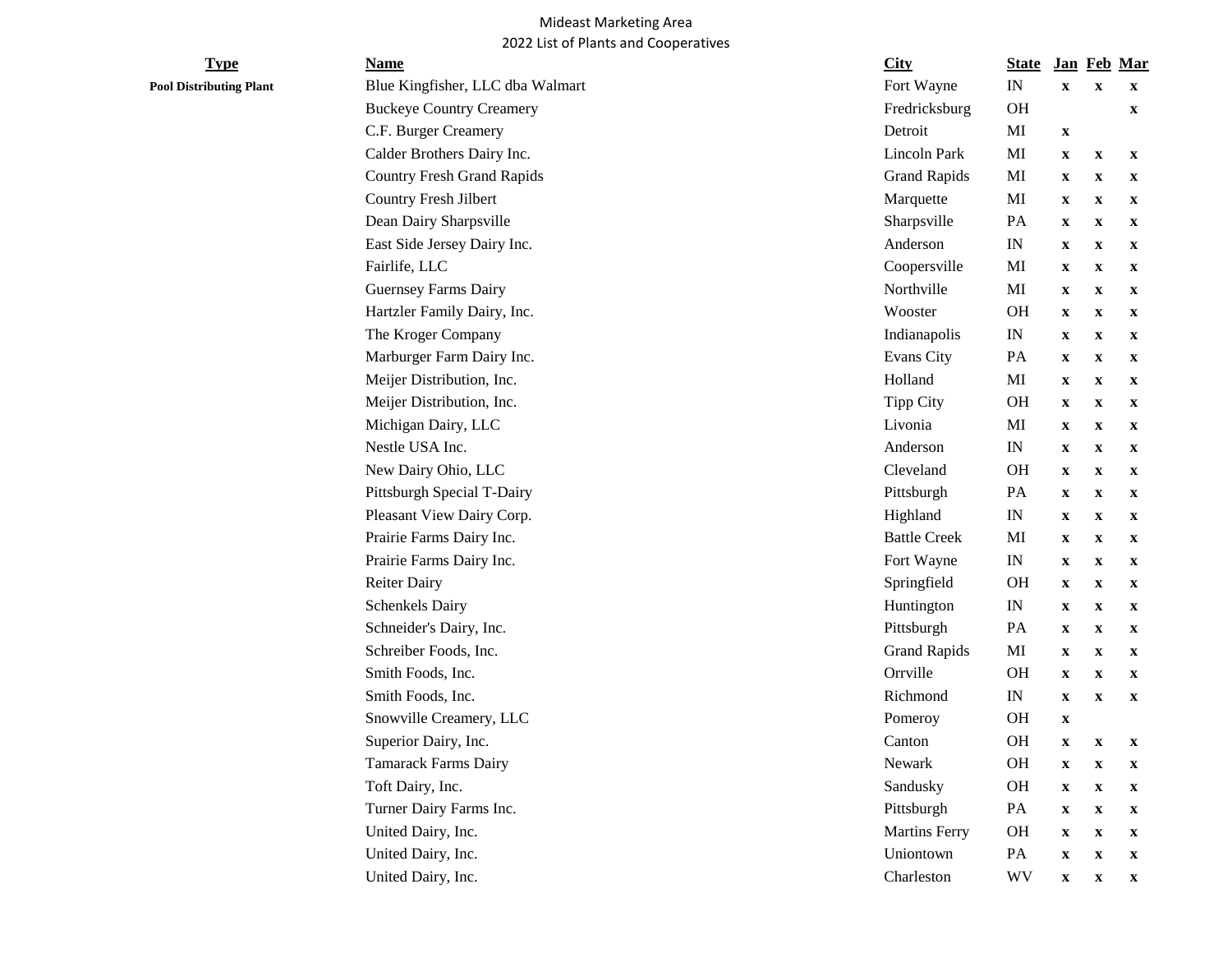Mideast Marketing Area
2022 List of Plants and Cooperatives

| Type | Name | City | State | Jan | Feb | Mar |
|---|---|---|---|---|---|---|
| **Pool Distributing Plant** | Blue Kingfisher, LLC dba Walmart | Fort Wayne | IN | x | x | x |
| | Buckeye Country Creamery | Fredricksburg | OH | | | x |
| | C.F. Burger Creamery | Detroit | MI | x | | |
| | Calder Brothers Dairy Inc. | Lincoln Park | MI | x | x | x |
| | Country Fresh Grand Rapids | Grand Rapids | MI | x | x | x |
| | Country Fresh Jilbert | Marquette | MI | x | x | x |
| | Dean Dairy Sharpsville | Sharpsville | PA | x | x | x |
| | East Side Jersey Dairy Inc. | Anderson | IN | x | x | x |
| | Fairlife, LLC | Coopersville | MI | x | x | x |
| | Guernsey Farms Dairy | Northville | MI | x | x | x |
| | Hartzler Family Dairy, Inc. | Wooster | OH | x | x | x |
| | The Kroger Company | Indianapolis | IN | x | x | x |
| | Marburger Farm Dairy Inc. | Evans City | PA | x | x | x |
| | Meijer Distribution, Inc. | Holland | MI | x | x | x |
| | Meijer Distribution, Inc. | Tipp City | OH | x | x | x |
| | Michigan Dairy, LLC | Livonia | MI | x | x | x |
| | Nestle USA Inc. | Anderson | IN | x | x | x |
| | New Dairy Ohio, LLC | Cleveland | OH | x | x | x |
| | Pittsburgh Special T-Dairy | Pittsburgh | PA | x | x | x |
| | Pleasant View Dairy Corp. | Highland | IN | x | x | x |
| | Prairie Farms Dairy Inc. | Battle Creek | MI | x | x | x |
| | Prairie Farms Dairy Inc. | Fort Wayne | IN | x | x | x |
| | Reiter Dairy | Springfield | OH | x | x | x |
| | Schenkels Dairy | Huntington | IN | x | x | x |
| | Schneider's Dairy, Inc. | Pittsburgh | PA | x | x | x |
| | Schreiber Foods, Inc. | Grand Rapids | MI | x | x | x |
| | Smith Foods, Inc. | Orrville | OH | x | x | x |
| | Smith Foods, Inc. | Richmond | IN | x | x | x |
| | Snowville Creamery, LLC | Pomeroy | OH | x | | |
| | Superior Dairy, Inc. | Canton | OH | x | x | x |
| | Tamarack Farms Dairy | Newark | OH | x | x | x |
| | Toft Dairy, Inc. | Sandusky | OH | x | x | x |
| | Turner Dairy Farms Inc. | Pittsburgh | PA | x | x | x |
| | United Dairy, Inc. | Martins Ferry | OH | x | x | x |
| | United Dairy, Inc. | Uniontown | PA | x | x | x |
| | United Dairy, Inc. | Charleston | WV | x | x | x |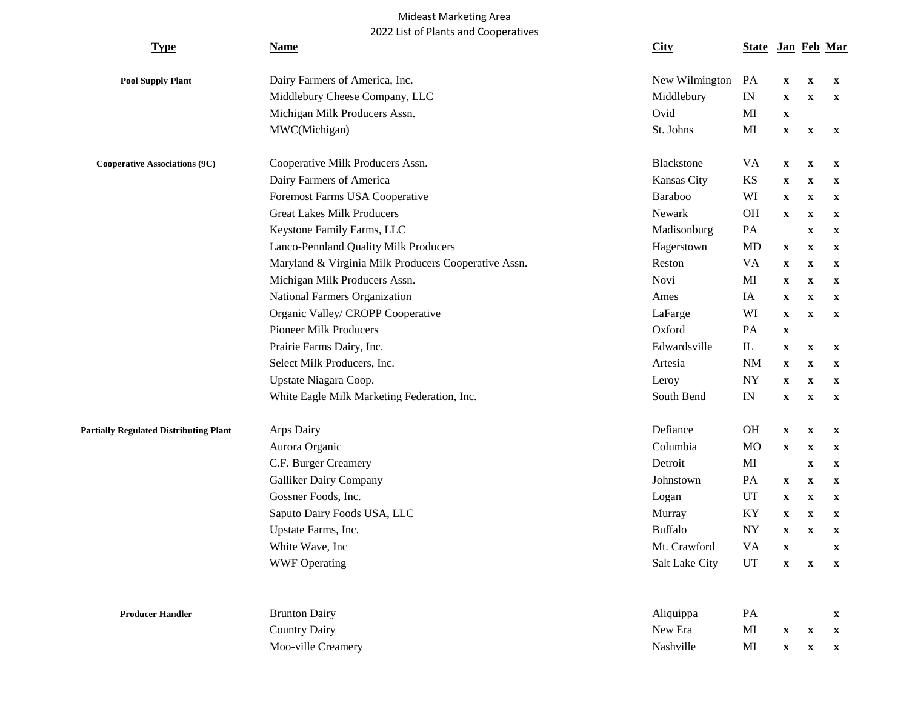Mideast Marketing Area

2022 List of Plants and Cooperatives

| Type | Name | City | State | Jan | Feb | Mar |
|---|---|---|---|---|---|---|
| **Pool Supply Plant** | Dairy Farmers of America, Inc. | New Wilmington | PA | x | x | x |
| | Middlebury Cheese Company, LLC | Middlebury | IN | x | x | x |
| | Michigan Milk Producers Assn. | Ovid | MI | x | | |
| | MWC(Michigan) | St. Johns | MI | x | x | x |
| **Cooperative Associations (9C)** | Cooperative Milk Producers Assn. | Blackstone | VA | x | x | x |
| | Dairy Farmers of America | Kansas City | KS | x | x | x |
| | Foremost Farms USA Cooperative | Baraboo | WI | x | x | x |
| | Great Lakes Milk Producers | Newark | OH | x | x | x |
| | Keystone Family Farms, LLC | Madisonburg | PA | | x | x |
| | Lanco-Pennland Quality Milk Producers | Hagerstown | MD | x | x | x |
| | Maryland & Virginia Milk Producers Cooperative Assn. | Reston | VA | x | x | x |
| | Michigan Milk Producers Assn. | Novi | MI | x | x | x |
| | National Farmers Organization | Ames | IA | x | x | x |
| | Organic Valley/ CROPP Cooperative | LaFarge | WI | x | x | x |
| | Pioneer Milk Producers | Oxford | PA | x | | |
| | Prairie Farms Dairy, Inc. | Edwardsville | IL | x | x | x |
| | Select Milk Producers, Inc. | Artesia | NM | x | x | x |
| | Upstate Niagara Coop. | Leroy | NY | x | x | x |
| | White Eagle Milk Marketing Federation, Inc. | South Bend | IN | x | x | x |
| **Partially Regulated Distributing Plant** | Arps Dairy | Defiance | OH | x | x | x |
| | Aurora Organic | Columbia | MO | x | x | x |
| | C.F. Burger Creamery | Detroit | MI | | x | x |
| | Galliker Dairy Company | Johnstown | PA | x | x | x |
| | Gossner Foods, Inc. | Logan | UT | x | x | x |
| | Saputo Dairy Foods USA, LLC | Murray | KY | x | x | x |
| | Upstate Farms, Inc. | Buffalo | NY | x | x | x |
| | White Wave, Inc | Mt. Crawford | VA | x | | x |
| | WWF Operating | Salt Lake City | UT | x | x | x |
| **Producer Handler** | Brunton Dairy | Aliquippa | PA | | | x |
| | Country Dairy | New Era | MI | x | x | x |
| | Moo-ville Creamery | Nashville | MI | x | x | x |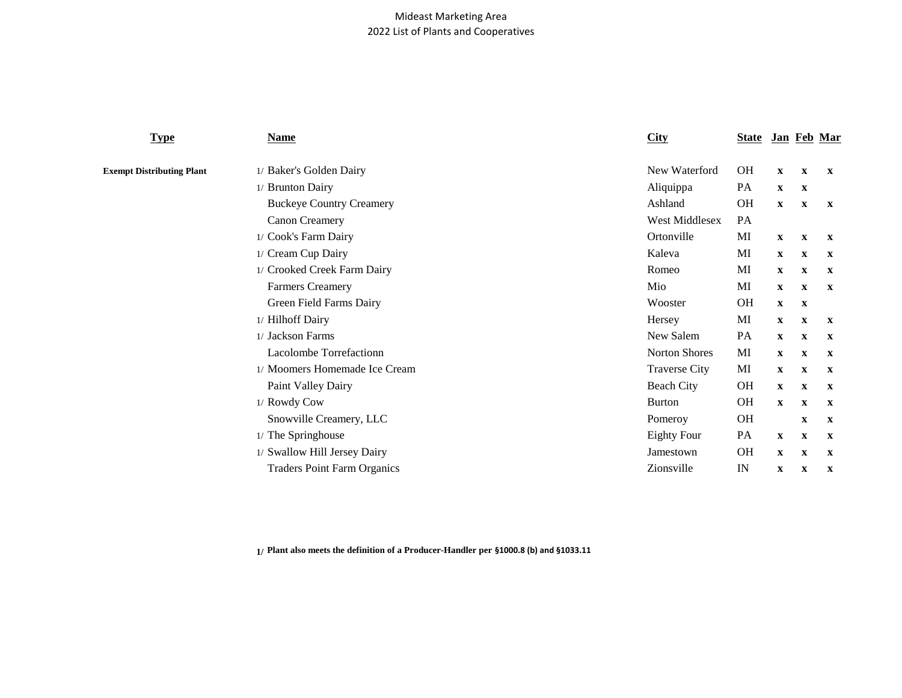Mideast Marketing Area
2022 List of Plants and Cooperatives

| Type | | Name | City | State | Jan | Feb | Mar |
|---|---|---|---|---|---|---|---|
| Exempt Distributing Plant | 1/ | Baker's Golden Dairy | New Waterford | OH | x | x | x |
| | 1/ | Brunton Dairy | Aliquippa | PA | x | x | |
| | | Buckeye Country Creamery | Ashland | OH | x | x | x |
| | | Canon Creamery | West Middlesex | PA | | | |
| | 1/ | Cook's Farm Dairy | Ortonville | MI | x | x | x |
| | 1/ | Cream Cup Dairy | Kaleva | MI | x | x | x |
| | 1/ | Crooked Creek Farm Dairy | Romeo | MI | x | x | x |
| | | Farmers Creamery | Mio | MI | x | x | x |
| | | Green Field Farms Dairy | Wooster | OH | x | x | |
| | 1/ | Hilhoff Dairy | Hersey | MI | x | x | x |
| | 1/ | Jackson Farms | New Salem | PA | x | x | x |
| | | Lacolombe Torrefactionn | Norton Shores | MI | x | x | x |
| | 1/ | Moomers Homemade Ice Cream | Traverse City | MI | x | x | x |
| | | Paint Valley Dairy | Beach City | OH | x | x | x |
| | 1/ | Rowdy Cow | Burton | OH | x | x | x |
| | | Snowville Creamery, LLC | Pomeroy | OH | | x | x |
| | 1/ | The Springhouse | Eighty Four | PA | x | x | x |
| | 1/ | Swallow Hill Jersey Dairy | Jamestown | OH | x | x | x |
| | | Traders Point Farm Organics | Zionsville | IN | x | x | x |

**1/ Plant also meets the definition of a Producer-Handler per §1000.8 (b) and §1033.11**